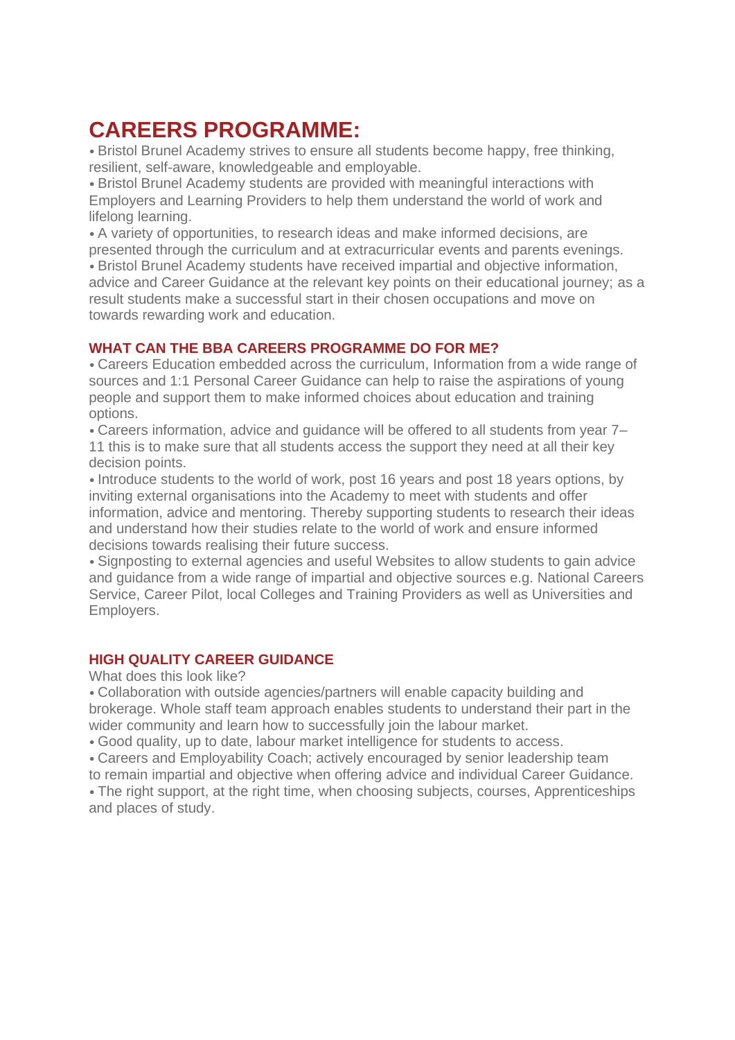# CAREERS PROGRAMME:

- Bristol Brunel Academy strives to ensure all students become happy, free thinking, resilient, self-aware, knowledgeable and employable.
- Bristol Brunel Academy students are provided with meaningful interactions with Employers and Learning Providers to help them understand the world of work and lifelong learning.
- A variety of opportunities, to research ideas and make informed decisions, are presented through the curriculum and at extracurricular events and parents evenings.
- Bristol Brunel Academy students have received impartial and objective information, advice and Career Guidance at the relevant key points on their educational journey; as a result students make a successful start in their chosen occupations and move on towards rewarding work and education.

### WHAT CAN THE BBA CAREERS PROGRAMME DO FOR ME?

- Careers Education embedded across the curriculum, Information from a wide range of sources and 1:1 Personal Career Guidance can help to raise the aspirations of young people and support them to make informed choices about education and training options.
- Careers information, advice and guidance will be offered to all students from year 7–11 this is to make sure that all students access the support they need at all their key decision points.
- Introduce students to the world of work, post 16 years and post 18 years options, by inviting external organisations into the Academy to meet with students and offer information, advice and mentoring. Thereby supporting students to research their ideas and understand how their studies relate to the world of work and ensure informed decisions towards realising their future success.
- Signposting to external agencies and useful Websites to allow students to gain advice and guidance from a wide range of impartial and objective sources e.g. National Careers Service, Career Pilot, local Colleges and Training Providers as well as Universities and Employers.

### HIGH QUALITY CAREER GUIDANCE

What does this look like?

- Collaboration with outside agencies/partners will enable capacity building and brokerage. Whole staff team approach enables students to understand their part in the wider community and learn how to successfully join the labour market.
- Good quality, up to date, labour market intelligence for students to access.
- Careers and Employability Coach; actively encouraged by senior leadership team to remain impartial and objective when offering advice and individual Career Guidance.
- The right support, at the right time, when choosing subjects, courses, Apprenticeships and places of study.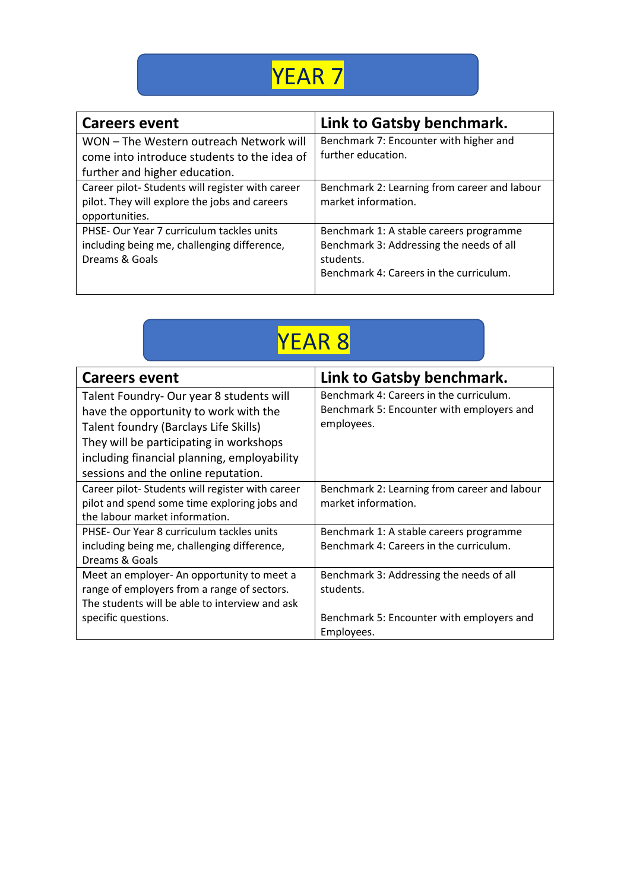# YEAR 7

| Careers event | Link to Gatsby benchmark. |
|---|---|
| WON – The Western outreach Network will come into introduce students to the idea of further and higher education. | Benchmark 7: Encounter with higher and further education. |
| Career pilot- Students will register with career pilot. They will explore the jobs and careers opportunities. | Benchmark 2: Learning from career and labour market information. |
| PHSE- Our Year 7 curriculum tackles units including being me, challenging difference, Dreams & Goals | Benchmark 1: A stable careers programme<br>Benchmark 3: Addressing the needs of all students.<br>Benchmark 4: Careers in the curriculum. |

# YEAR 8

| Careers event | Link to Gatsby benchmark. |
|---|---|
| Talent Foundry- Our year 8 students will have the opportunity to work with the Talent foundry (Barclays Life Skills) They will be participating in workshops including financial planning, employability sessions and the online reputation. | Benchmark 4: Careers in the curriculum.<br>Benchmark 5: Encounter with employers and employees. |
| Career pilot- Students will register with career pilot and spend some time exploring jobs and the labour market information. | Benchmark 2: Learning from career and labour market information. |
| PHSE- Our Year 8 curriculum tackles units including being me, challenging difference, Dreams & Goals | Benchmark 1: A stable careers programme<br>Benchmark 4: Careers in the curriculum. |
| Meet an employer- An opportunity to meet a range of employers from a range of sectors. The students will be able to interview and ask specific questions. | Benchmark 3: Addressing the needs of all students.<br><br>Benchmark 5: Encounter with employers and Employees. |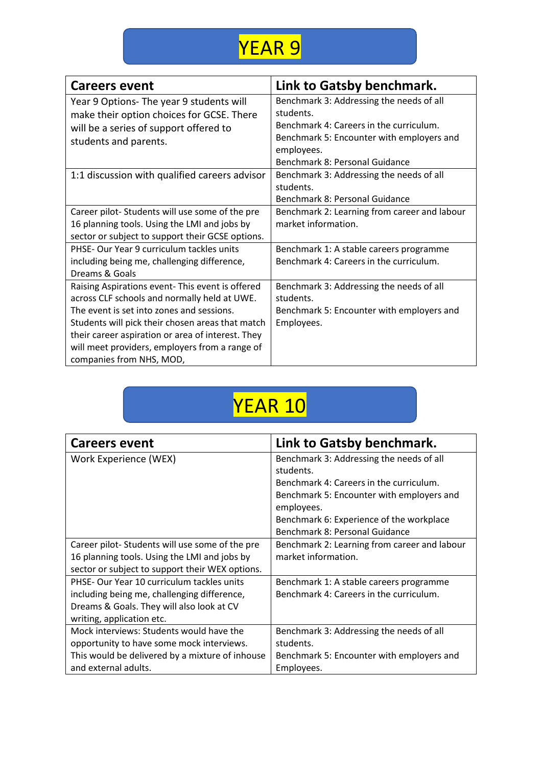# YEAR 9

| Careers event | Link to Gatsby benchmark. |
| --- | --- |
| Year 9 Options- The year 9 students will make their option choices for GCSE. There will be a series of support offered to students and parents. | Benchmark 3: Addressing the needs of all students.<br>Benchmark 4: Careers in the curriculum.<br>Benchmark 5: Encounter with employers and employees.<br>Benchmark 8: Personal Guidance |
| 1:1 discussion with qualified careers advisor | Benchmark 3: Addressing the needs of all students.<br>Benchmark 8: Personal Guidance |
| Career pilot- Students will use some of the pre 16 planning tools. Using the LMI and jobs by sector or subject to support their GCSE options. | Benchmark 2: Learning from career and labour market information. |
| PHSE- Our Year 9 curriculum tackles units including being me, challenging difference, Dreams & Goals | Benchmark 1: A stable careers programme<br>Benchmark 4: Careers in the curriculum. |
| Raising Aspirations event- This event is offered across CLF schools and normally held at UWE. The event is set into zones and sessions. Students will pick their chosen areas that match their career aspiration or area of interest. They will meet providers, employers from a range of companies from NHS, MOD, | Benchmark 3: Addressing the needs of all students.<br>Benchmark 5: Encounter with employers and Employees. |

# YEAR 10

| Careers event | Link to Gatsby benchmark. |
| --- | --- |
| Work Experience (WEX) | Benchmark 3: Addressing the needs of all students.<br>Benchmark 4: Careers in the curriculum.<br>Benchmark 5: Encounter with employers and employees.<br>Benchmark 6: Experience of the workplace<br>Benchmark 8: Personal Guidance |
| Career pilot- Students will use some of the pre 16 planning tools. Using the LMI and jobs by sector or subject to support their WEX options. | Benchmark 2: Learning from career and labour market information. |
| PHSE- Our Year 10 curriculum tackles units including being me, challenging difference, Dreams & Goals. They will also look at CV writing, application etc. | Benchmark 1: A stable careers programme<br>Benchmark 4: Careers in the curriculum. |
| Mock interviews: Students would have the opportunity to have some mock interviews. This would be delivered by a mixture of inhouse and external adults. | Benchmark 3: Addressing the needs of all students.<br>Benchmark 5: Encounter with employers and Employees. |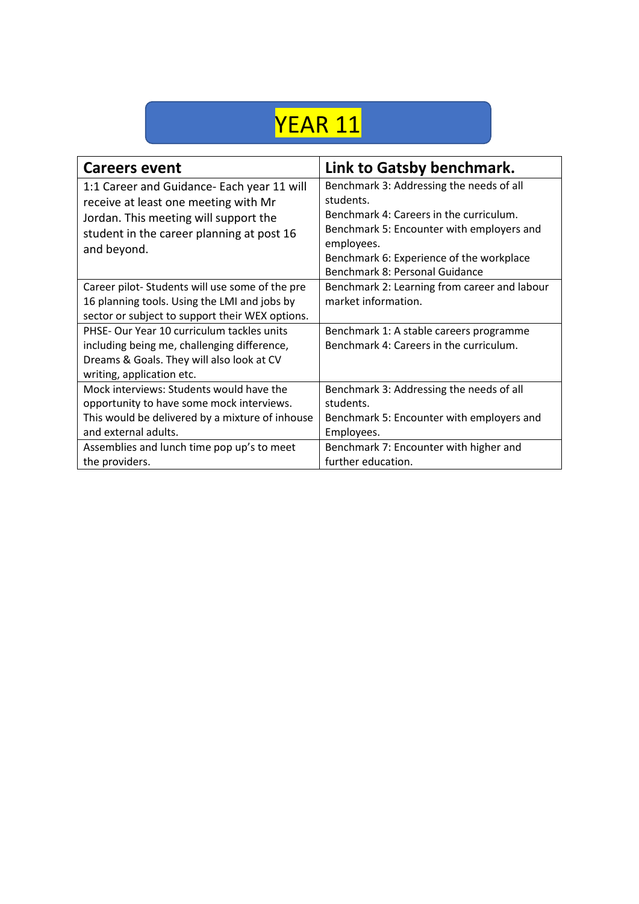# YEAR 11

| Careers event | Link to Gatsby benchmark. |
| --- | --- |
| 1:1 Career and Guidance- Each year 11 will receive at least one meeting with Mr Jordan. This meeting will support the student in the career planning at post 16 and beyond. | Benchmark 3: Addressing the needs of all students.<br>Benchmark 4: Careers in the curriculum.<br>Benchmark 5: Encounter with employers and employees.<br>Benchmark 6: Experience of the workplace<br>Benchmark 8: Personal Guidance |
| Career pilot- Students will use some of the pre 16 planning tools. Using the LMI and jobs by sector or subject to support their WEX options. | Benchmark 2: Learning from career and labour market information. |
| PHSE- Our Year 10 curriculum tackles units including being me, challenging difference, Dreams & Goals. They will also look at CV writing, application etc. | Benchmark 1: A stable careers programme<br>Benchmark 4: Careers in the curriculum. |
| Mock interviews: Students would have the opportunity to have some mock interviews. This would be delivered by a mixture of inhouse and external adults. | Benchmark 3: Addressing the needs of all students.<br>Benchmark 5: Encounter with employers and Employees. |
| Assemblies and lunch time pop up's to meet the providers. | Benchmark 7: Encounter with higher and further education. |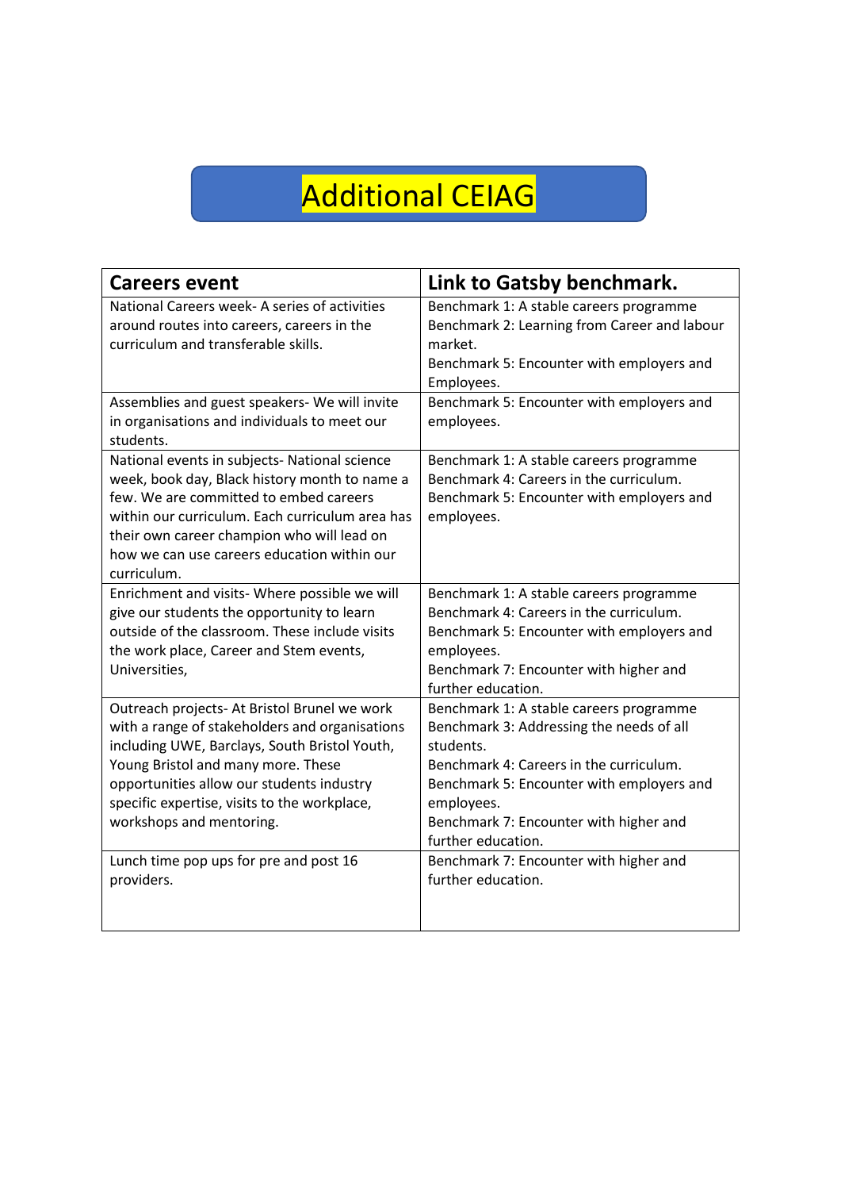# Additional CEIAG

| Careers event | Link to Gatsby benchmark. |
|---|---|
| National Careers week- A series of activities around routes into careers, careers in the curriculum and transferable skills. | Benchmark 1: A stable careers programme<br>Benchmark 2: Learning from Career and labour market.<br>Benchmark 5: Encounter with employers and Employees. |
| Assemblies and guest speakers- We will invite in organisations and individuals to meet our students. | Benchmark 5: Encounter with employers and employees. |
| National events in subjects- National science week, book day, Black history month to name a few. We are committed to embed careers within our curriculum. Each curriculum area has their own career champion who will lead on how we can use careers education within our curriculum. | Benchmark 1: A stable careers programme<br>Benchmark 4: Careers in the curriculum.<br>Benchmark 5: Encounter with employers and employees. |
| Enrichment and visits- Where possible we will give our students the opportunity to learn outside of the classroom. These include visits the work place, Career and Stem events, Universities, | Benchmark 1: A stable careers programme<br>Benchmark 4: Careers in the curriculum.<br>Benchmark 5: Encounter with employers and employees.<br>Benchmark 7: Encounter with higher and further education. |
| Outreach projects- At Bristol Brunel we work with a range of stakeholders and organisations including UWE, Barclays, South Bristol Youth, Young Bristol and many more. These opportunities allow our students industry specific expertise, visits to the workplace, workshops and mentoring. | Benchmark 1: A stable careers programme<br>Benchmark 3: Addressing the needs of all students.<br>Benchmark 4: Careers in the curriculum.<br>Benchmark 5: Encounter with employers and employees.<br>Benchmark 7: Encounter with higher and further education. |
| Lunch time pop ups for pre and post 16 providers. | Benchmark 7: Encounter with higher and further education. |